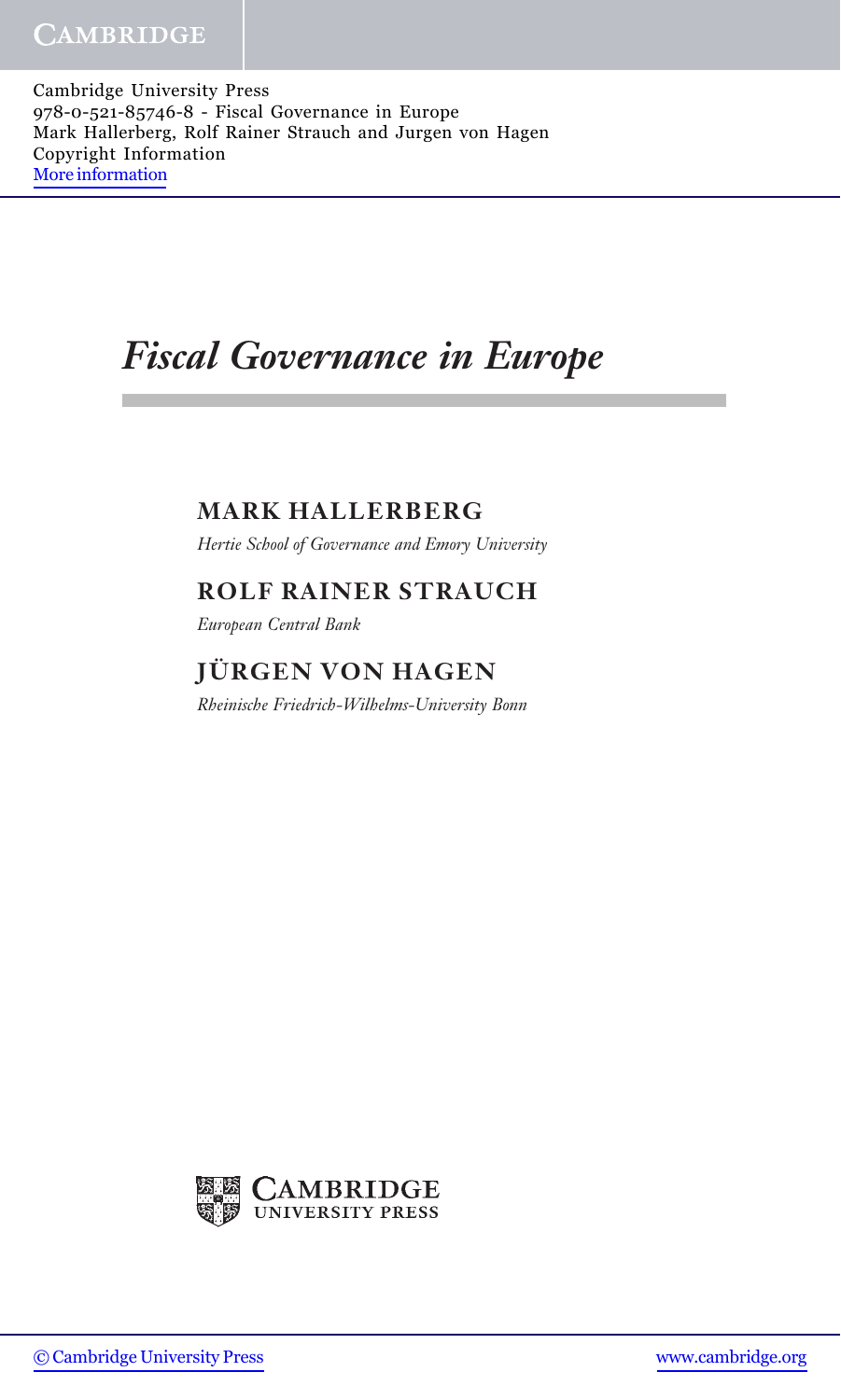# Fiscal Governance in Europe

**MARK HALLERBERG**

*Hertie School of Governance and Emory University*

**ROLF RAINER STRAUCH**

*European Central Bank*

**JÜRGEN VON HAGEN**

*Rheinische Friedrich-Wilhelms-University Bonn*

CAMBRIDGE UNIVERSITY PRESS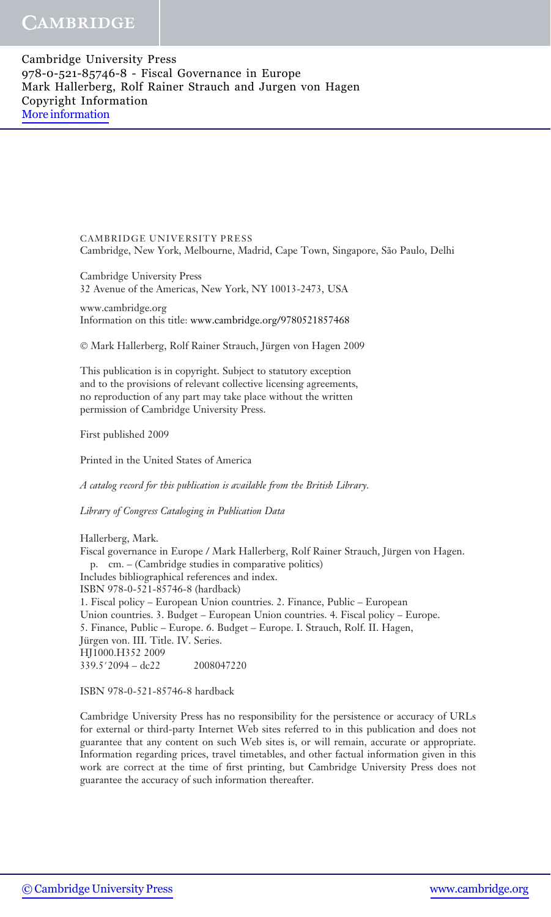CAMBRIDGE UNIVERSITY PRESS
Cambridge, New York, Melbourne, Madrid, Cape Town, Singapore, São Paulo, Delhi

Cambridge University Press
32 Avenue of the Americas, New York, NY 10013-2473, USA

www.cambridge.org
Information on this title: www.cambridge.org/9780521857468

© Mark Hallerberg, Rolf Rainer Strauch, Jürgen von Hagen 2009

This publication is in copyright. Subject to statutory exception
and to the provisions of relevant collective licensing agreements,
no reproduction of any part may take place without the written
permission of Cambridge University Press.

First published 2009

Printed in the United States of America

*A catalog record for this publication is available from the British Library.*

*Library of Congress Cataloging in Publication Data*

Hallerberg, Mark.
Fiscal governance in Europe / Mark Hallerberg, Rolf Rainer Strauch, Jürgen von Hagen.
p. cm. – (Cambridge studies in comparative politics)
Includes bibliographical references and index.
ISBN 978-0-521-85746-8 (hardback)
1. Fiscal policy – European Union countries. 2. Finance, Public – European
Union countries. 3. Budget – European Union countries. 4. Fiscal policy – Europe.
5. Finance, Public – Europe. 6. Budget – Europe. I. Strauch, Rolf. II. Hagen,
Jürgen von. III. Title. IV. Series.
HJ1000.H352 2009
339.5′2094 – dc22 2008047220

ISBN 978-0-521-85746-8 hardback

Cambridge University Press has no responsibility for the persistence or accuracy of URLs for external or third-party Internet Web sites referred to in this publication and does not guarantee that any content on such Web sites is, or will remain, accurate or appropriate. Information regarding prices, travel timetables, and other factual information given in this work are correct at the time of first printing, but Cambridge University Press does not guarantee the accuracy of such information thereafter.